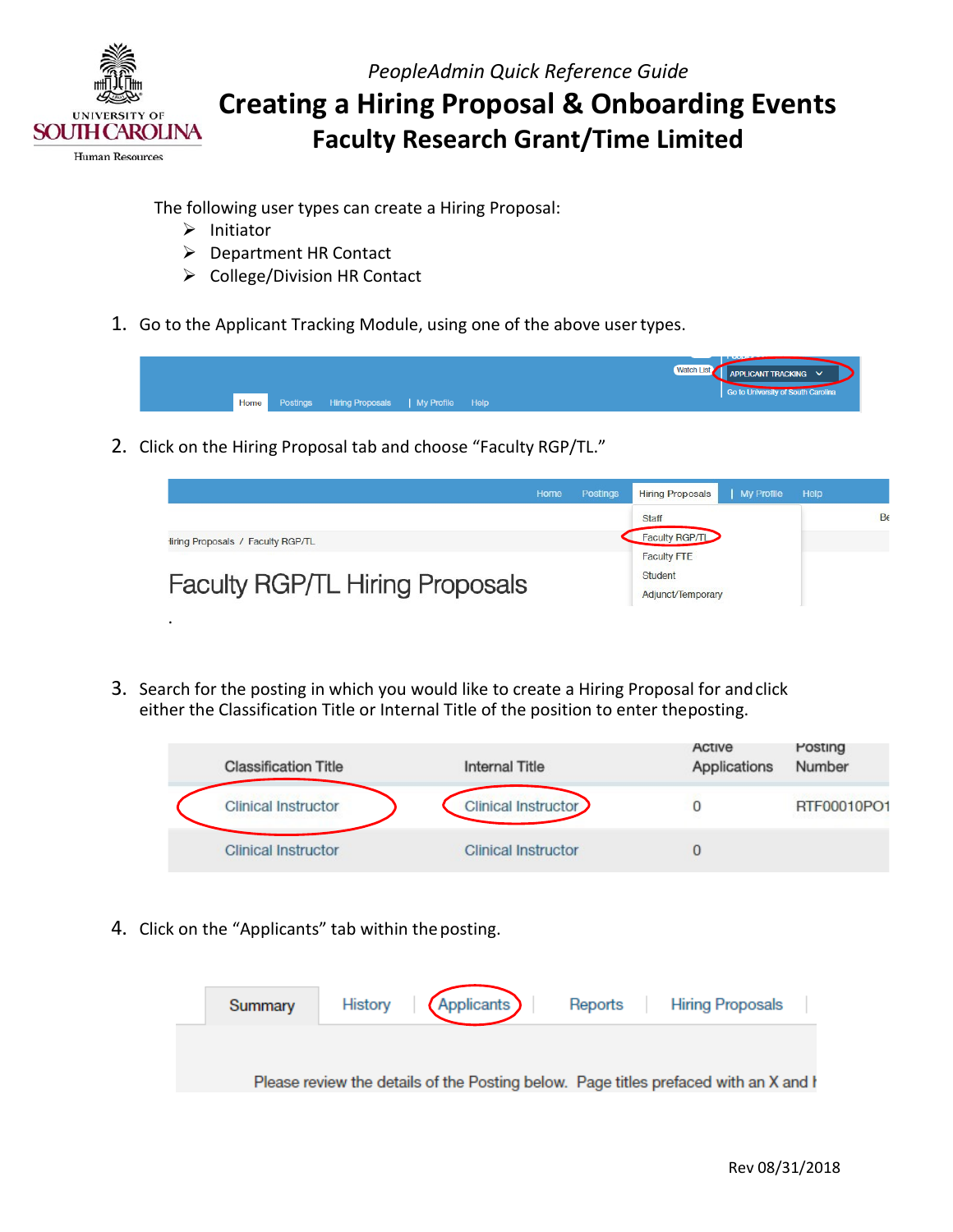*PeopleAdmin Quick Reference Guide*

# Creating a Hiring Proposal & Onboarding Events

## Faculty Research Grant/Time Limited

The following user types can create a Hiring Proposal:

- Initiator
- Department HR Contact
- College/Division HR Contact

1. Go to the Applicant Tracking Module, using one of the above user types.

2. Click on the Hiring Proposal tab and choose "Faculty RGP/TL."

3. Search for the posting in which you would like to create a Hiring Proposal for and click either the Classification Title or Internal Title of the position to enter the posting.

4. Click on the "Applicants" tab within the posting.

Rev 08/31/2018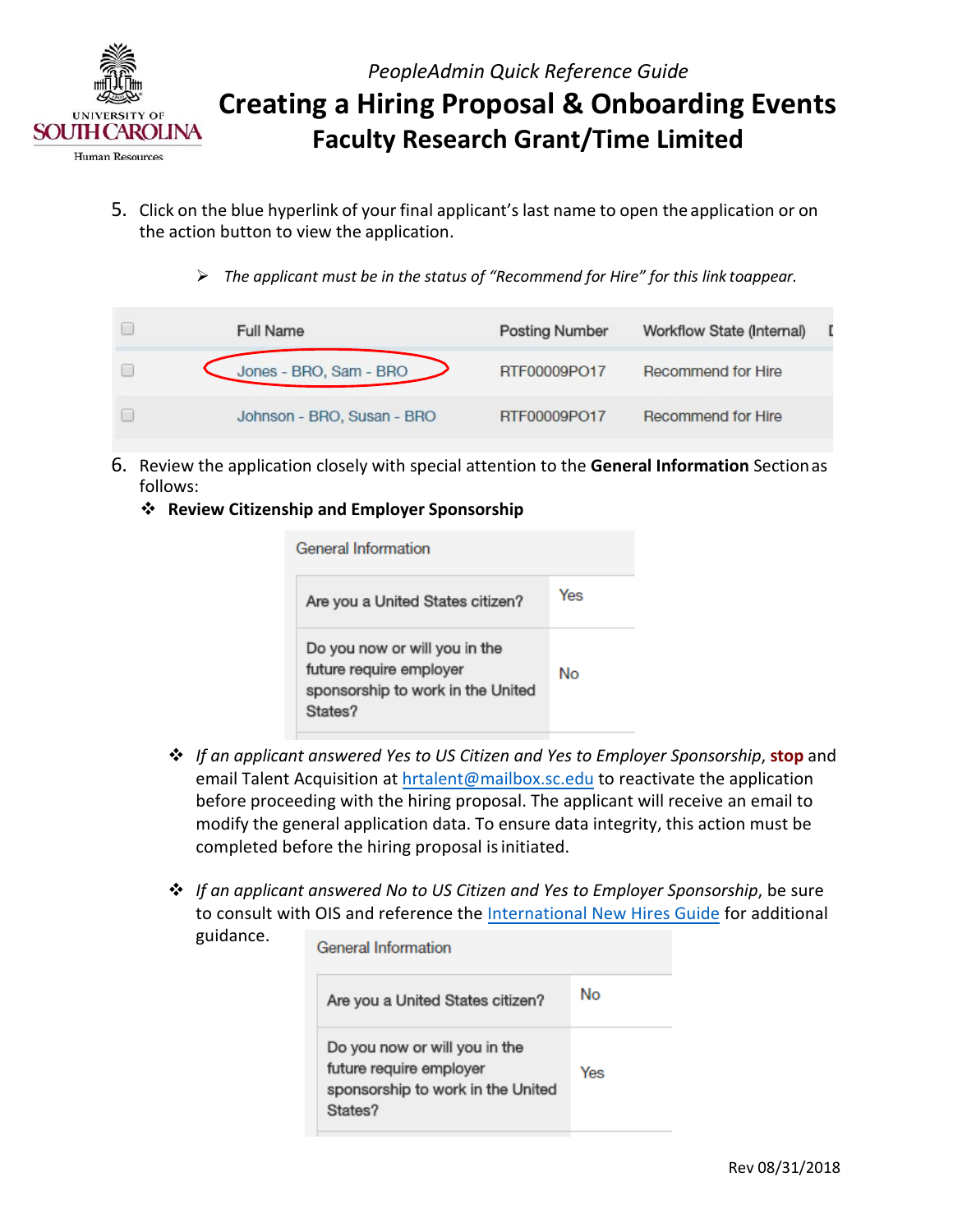5. Click on the blue hyperlink of your final applicant's last name to open the application or on the action button to view the application.

   ➢ *The applicant must be in the status of "Recommend for Hire" for this link to appear.*

|  | Full Name | Posting Number | Workflow State (Internal) |
|---|---|---|---|
| ☐ | Jones - BRO, Sam - BRO | RTF00009PO17 | Recommend for Hire |
| ☐ | Johnson - BRO, Susan - BRO | RTF00009PO17 | Recommend for Hire |

6. Review the application closely with special attention to the **General Information** Section as follows:

   ❖ **Review Citizenship and Employer Sponsorship**

| General Information | |
|---|---|
| Are you a United States citizen? | Yes |
| Do you now or will you in the future require employer sponsorship to work in the United States? | No |

   ❖ *If an applicant answered Yes to US Citizen and Yes to Employer Sponsorship*, **stop** and email Talent Acquisition at hrtalent@mailbox.sc.edu to reactivate the application before proceeding with the hiring proposal. The applicant will receive an email to modify the general application data. To ensure data integrity, this action must be completed before the hiring proposal is initiated.

   ❖ *If an applicant answered No to US Citizen and Yes to Employer Sponsorship*, be sure to consult with OIS and reference the International New Hires Guide for additional guidance.

| General Information | |
|---|---|
| Are you a United States citizen? | No |
| Do you now or will you in the future require employer sponsorship to work in the United States? | Yes |

Rev 08/31/2018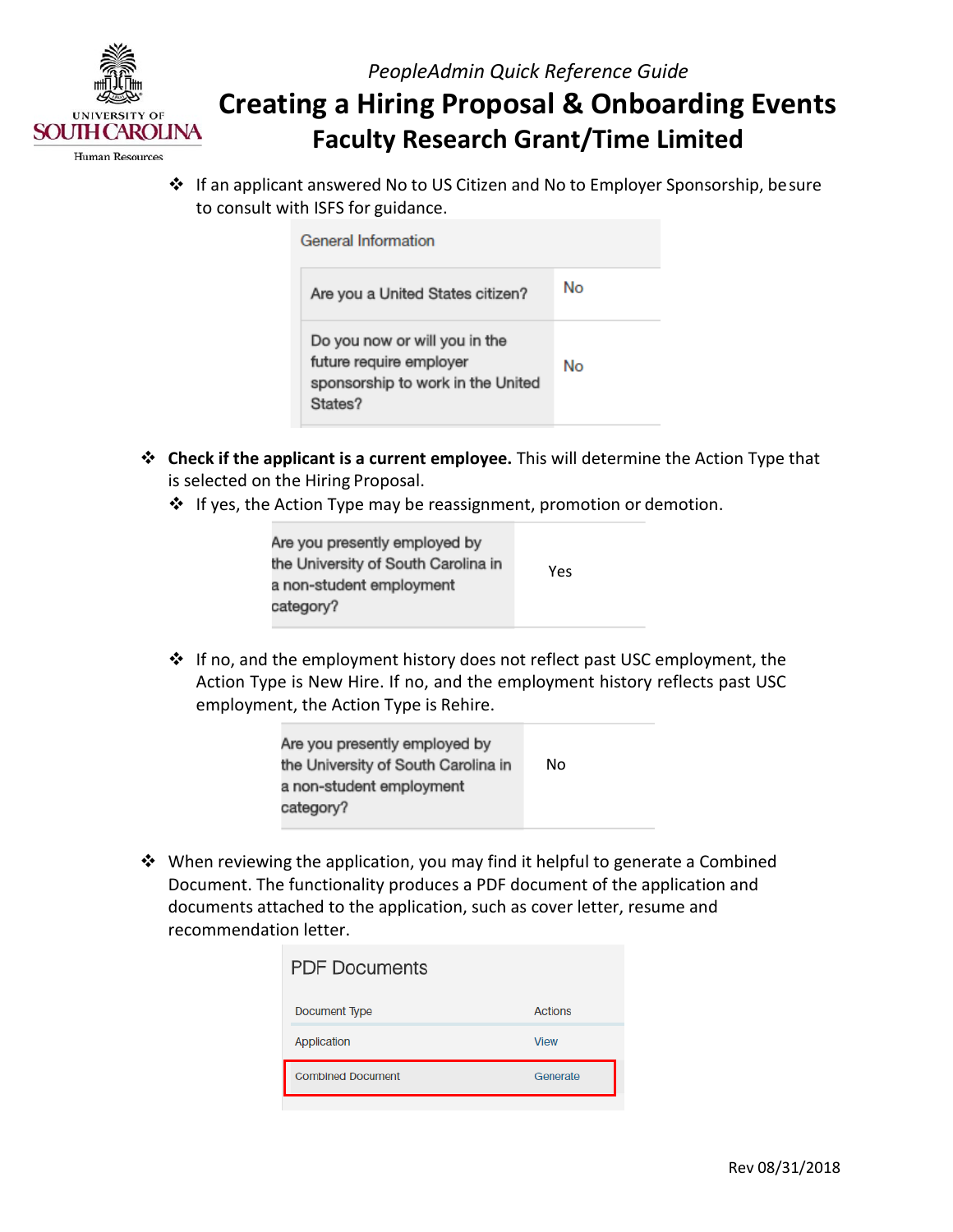- If an applicant answered No to US Citizen and No to Employer Sponsorship, be sure to consult with ISFS for guidance.

| General Information | |
|---|---|
| Are you a United States citizen? | No |
| Do you now or will you in the future require employer sponsorship to work in the United States? | No |

- **Check if the applicant is a current employee.** This will determine the Action Type that is selected on the Hiring Proposal.
  - If yes, the Action Type may be reassignment, promotion or demotion.

| | |
|---|---|
| Are you presently employed by the University of South Carolina in a non-student employment category? | Yes |

  - If no, and the employment history does not reflect past USC employment, the Action Type is New Hire. If no, and the employment history reflects past USC employment, the Action Type is Rehire.

| | |
|---|---|
| Are you presently employed by the University of South Carolina in a non-student employment category? | No |

- When reviewing the application, you may find it helpful to generate a Combined Document. The functionality produces a PDF document of the application and documents attached to the application, such as cover letter, resume and recommendation letter.

**PDF Documents**

| Document Type | Actions |
|---|---|
| Application | View |
| Combined Document | Generate |

Rev 08/31/2018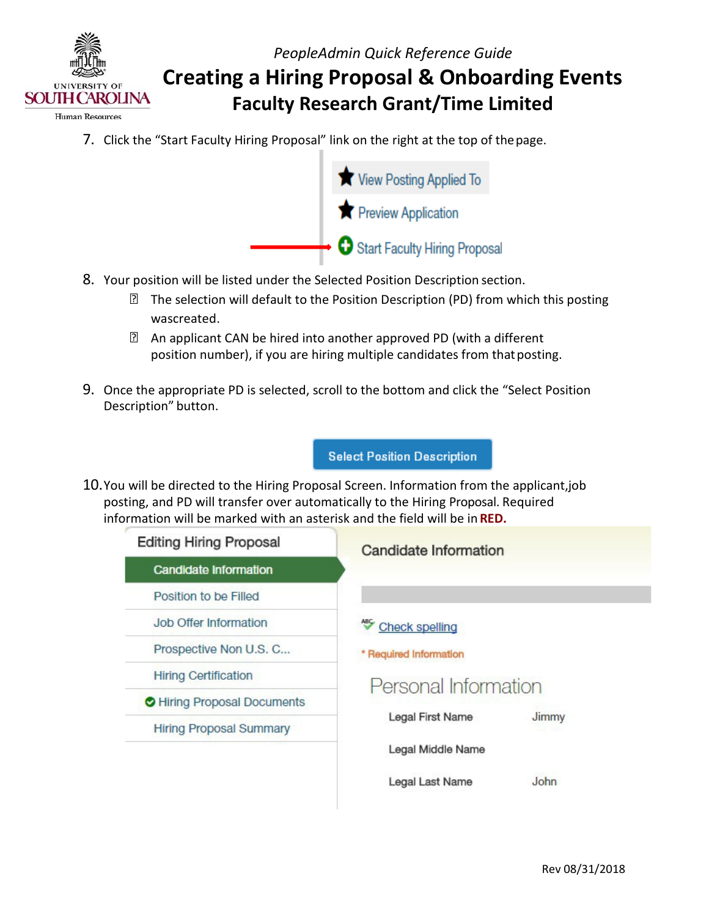7. Click the "Start Faculty Hiring Proposal" link on the right at the top of the page.

8. Your position will be listed under the Selected Position Description section.
   - The selection will default to the Position Description (PD) from which this posting wascreated.
   - An applicant CAN be hired into another approved PD (with a different position number), if you are hiring multiple candidates from that posting.

9. Once the appropriate PD is selected, scroll to the bottom and click the "Select Position Description" button.

10. You will be directed to the Hiring Proposal Screen. Information from the applicant,job posting, and PD will transfer over automatically to the Hiring Proposal. Required information will be marked with an asterisk and the field will be in **RED.**

Rev 08/31/2018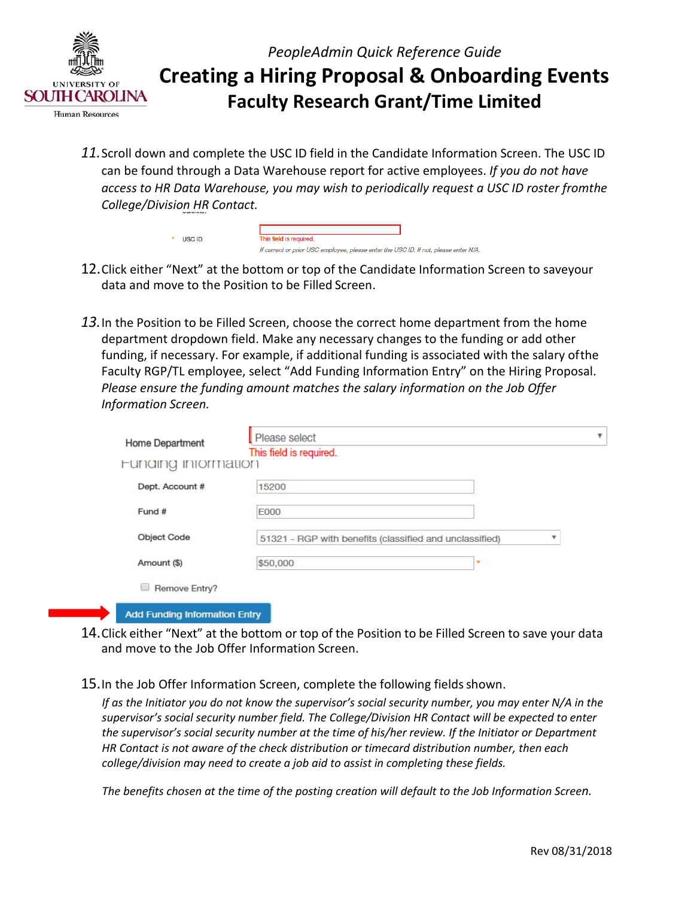11. Scroll down and complete the USC ID field in the Candidate Information Screen. The USC ID can be found through a Data Warehouse report for active employees. *If you do not have access to HR Data Warehouse, you may wish to periodically request a USC ID roster fromthe College/Division HR Contact.*

   \* USC ID
   This field is required.
   *If current or prior USC employee, please enter the USC ID. If not, please enter N/A.*

12. Click either "Next" at the bottom or top of the Candidate Information Screen to saveyour data and move to the Position to be Filled Screen.

13. In the Position to be Filled Screen, choose the correct home department from the home department dropdown field. Make any necessary changes to the funding or add other funding, if necessary. For example, if additional funding is associated with the salary ofthe Faculty RGP/TL employee, select "Add Funding Information Entry" on the Hiring Proposal. *Please ensure the funding amount matches the salary information on the Job Offer Information Screen.*

   Home Department: Please select
   This field is required.

   Funding Information

   | Field | Value |
   |---|---|
   | Dept. Account # | 15200 |
   | Fund # | E000 |
   | Object Code | 51321 - RGP with benefits (classified and unclassified) |
   | Amount ($) | $50,000 * |

   ☐ Remove Entry?

   Add Funding Information Entry

14. Click either "Next" at the bottom or top of the Position to be Filled Screen to save your data and move to the Job Offer Information Screen.

15. In the Job Offer Information Screen, complete the following fields shown.

   *If as the Initiator you do not know the supervisor's social security number, you may enter N/A in the supervisor's social security number field. The College/Division HR Contact will be expected to enter the supervisor's social security number at the time of his/her review. If the Initiator or Department HR Contact is not aware of the check distribution or timecard distribution number, then each college/division may need to create a job aid to assist in completing these fields.*

   *The benefits chosen at the time of the posting creation will default to the Job Information Screen.*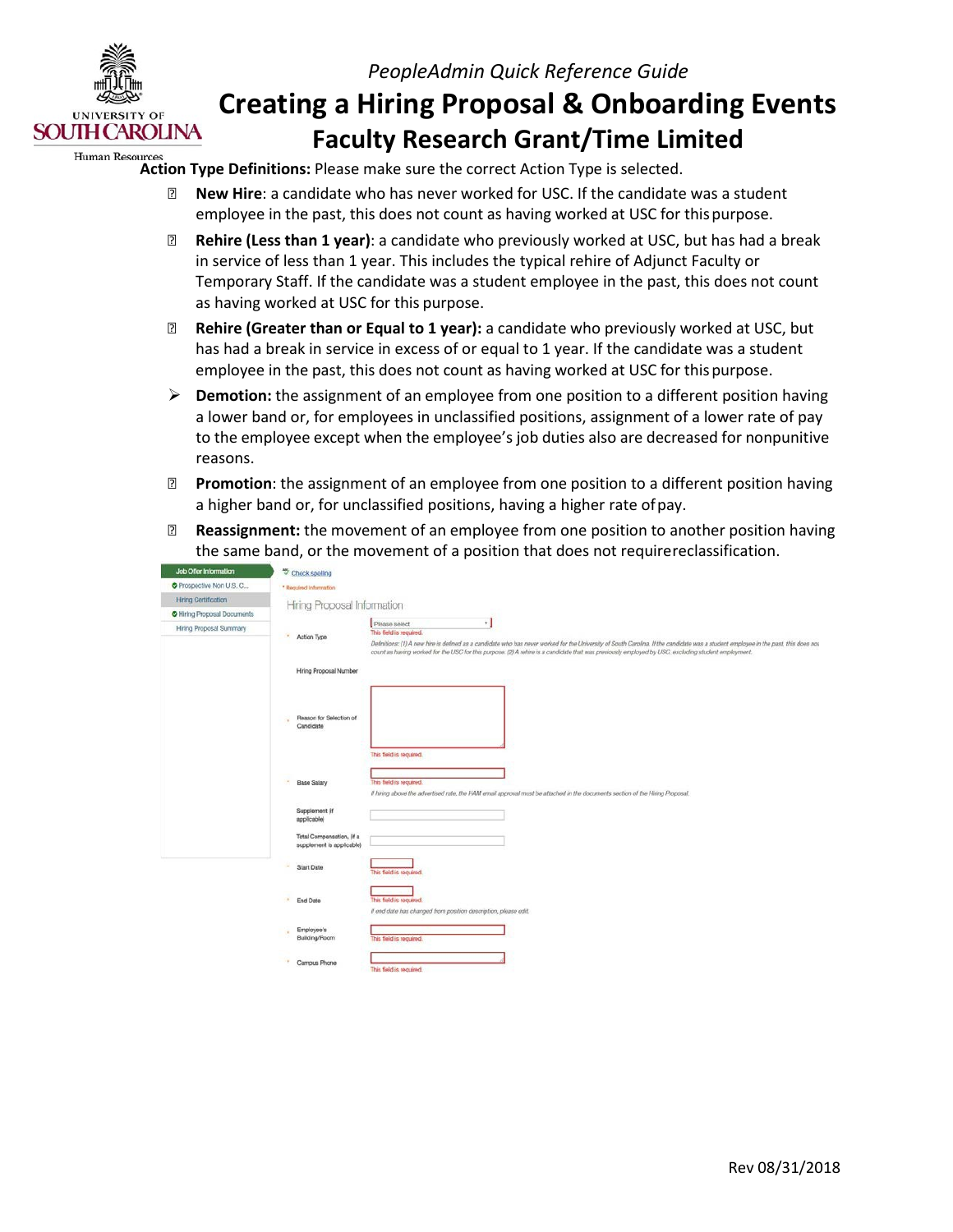PeopleAdmin Quick Reference Guide

# Creating a Hiring Proposal & Onboarding Events

## Faculty Research Grant/Time Limited

**Action Type Definitions:** Please make sure the correct Action Type is selected.

- **New Hire**: a candidate who has never worked for USC. If the candidate was a student employee in the past, this does not count as having worked at USC for this purpose.
- **Rehire (Less than 1 year)**: a candidate who previously worked at USC, but has had a break in service of less than 1 year. This includes the typical rehire of Adjunct Faculty or Temporary Staff. If the candidate was a student employee in the past, this does not count as having worked at USC for this purpose.
- **Rehire (Greater than or Equal to 1 year):** a candidate who previously worked at USC, but has had a break in service in excess of or equal to 1 year. If the candidate was a student employee in the past, this does not count as having worked at USC for this purpose.
- **Demotion:** the assignment of an employee from one position to a different position having a lower band or, for employees in unclassified positions, assignment of a lower rate of pay to the employee except when the employee's job duties also are decreased for nonpunitive reasons.
- **Promotion**: the assignment of an employee from one position to a different position having a higher band or, for unclassified positions, having a higher rate of pay.
- **Reassignment:** the movement of an employee from one position to another position having the same band, or the movement of a position that does not require reclassification.

Job Offer Information
- Prospective Non U.S. C...
- Hiring Certification
- Hiring Proposal Documents
- Hiring Proposal Summary

Check spelling

* Required information

Hiring Proposal Information

* Action Type: Please select — This field is required.
*Definitions: (1) A new hire is defined as a candidate who has never worked for the University of South Carolina. If the candidate was a student employee in the past, this does not count as having worked for the USC for this purpose. (2) A rehire is a candidate that was previously employed by USC, excluding student employment.*

Hiring Proposal Number

* Reason for Selection of Candidate — This field is required.

* Base Salary — This field is required.
*If hiring above the advertised rate, the HAM email approval must be attached in the documents section of the Hiring Proposal.*

Supplement (if applicable)

Total Compensation, (if a supplement is applicable)

* Start Date — This field is required.

* End Date — This field is required.
*If end date has changed from position description, please edit.*

* Employee's Building/Room — This field is required.

* Campus Phone — This field is required.

Rev 08/31/2018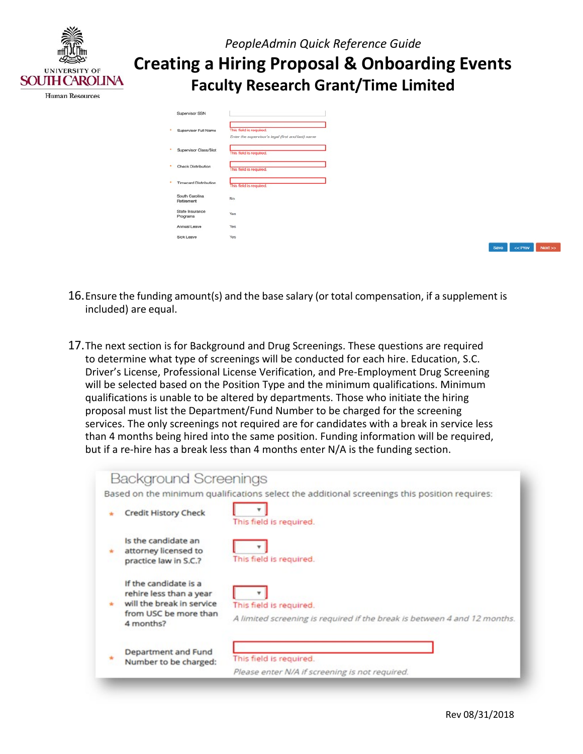Supervisor SSN

\* Supervisor Full Name — This field is required. *Enter the supervisor's legal (first and last) name*

\* Supervisor Class/Slot — This field is required.

\* Check Distribution — This field is required.

\* Timecard Distribution — This field is required.

South Carolina Retirement — No

State Insurance Programs — Yes

Annual Leave — Yes

Sick Leave — Yes

Save | << Prev | Next >>

16. Ensure the funding amount(s) and the base salary (or total compensation, if a supplement is included) are equal.

17. The next section is for Background and Drug Screenings. These questions are required to determine what type of screenings will be conducted for each hire. Education, S.C. Driver's License, Professional License Verification, and Pre-Employment Drug Screening will be selected based on the Position Type and the minimum qualifications. Minimum qualifications is unable to be altered by departments. Those who initiate the hiring proposal must list the Department/Fund Number to be charged for the screening services. The only screenings not required are for candidates with a break in service less than 4 months being hired into the same position. Funding information will be required, but if a re-hire has a break less than 4 months enter N/A is the funding section.

## Background Screenings

Based on the minimum qualifications select the additional screenings this position requires:

\* Credit History Check — This field is required.

\* Is the candidate an attorney licensed to practice law in S.C.? — This field is required.

\* If the candidate is a rehire less than a year will the break in service from USC be more than 4 months? — This field is required. *A limited screening is required if the break is between 4 and 12 months.*

\* Department and Fund Number to be charged: — This field is required. *Please enter N/A if screening is not required.*

Rev 08/31/2018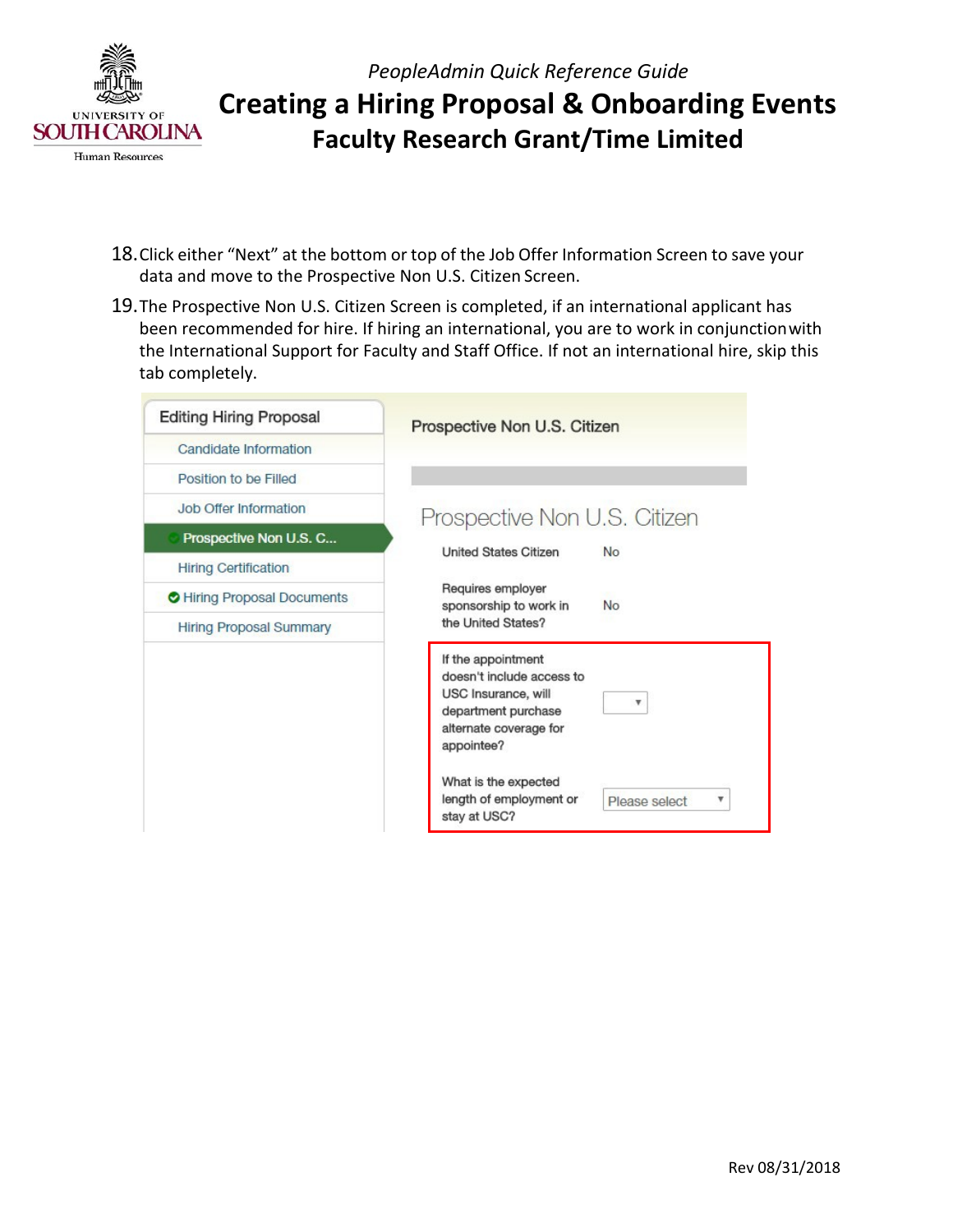18. Click either "Next" at the bottom or top of the Job Offer Information Screen to save your data and move to the Prospective Non U.S. Citizen Screen.
19. The Prospective Non U.S. Citizen Screen is completed, if an international applicant has been recommended for hire. If hiring an international, you are to work in conjunction with the International Support for Faculty and Staff Office. If not an international hire, skip this tab completely.

Editing Hiring Proposal

- Candidate Information
- Position to be Filled
- Job Offer Information
- Prospective Non U.S. C...
- Hiring Certification
- Hiring Proposal Documents
- Hiring Proposal Summary

Prospective Non U.S. Citizen

## Prospective Non U.S. Citizen

| | |
|---|---|
| United States Citizen | No |
| Requires employer sponsorship to work in the United States? | No |
| If the appointment doesn't include access to USC Insurance, will department purchase alternate coverage for appointee? | |
| What is the expected length of employment or stay at USC? | Please select |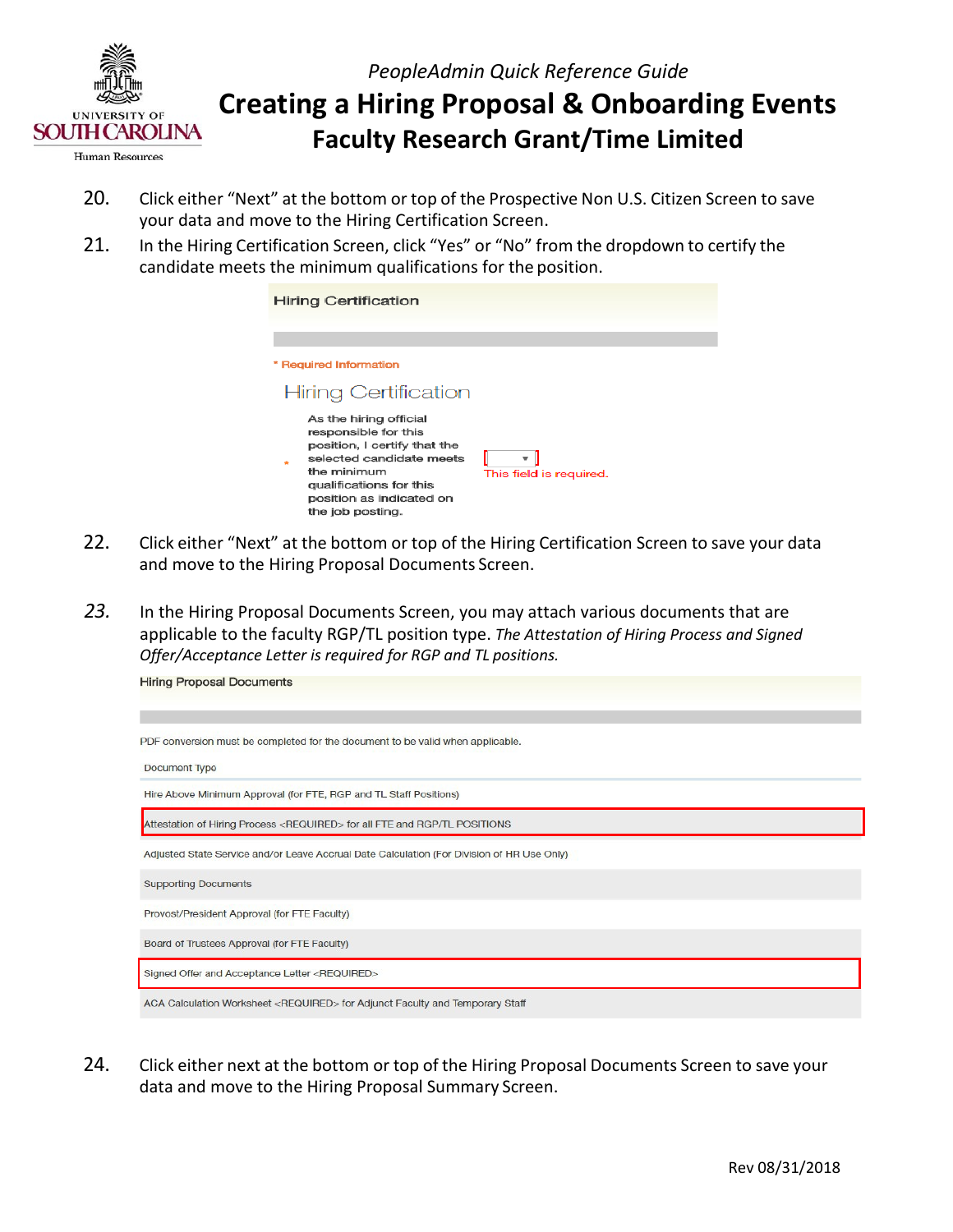20. Click either "Next" at the bottom or top of the Prospective Non U.S. Citizen Screen to save your data and move to the Hiring Certification Screen.

21. In the Hiring Certification Screen, click "Yes" or "No" from the dropdown to certify the candidate meets the minimum qualifications for the position.

Hiring Certification

\* Required Information

Hiring Certification

\* As the hiring official responsible for this position, I certify that the selected candidate meets the minimum qualifications for this position as indicated on the job posting. [ ▾ ] This field is required.

22. Click either "Next" at the bottom or top of the Hiring Certification Screen to save your data and move to the Hiring Proposal Documents Screen.

23. In the Hiring Proposal Documents Screen, you may attach various documents that are applicable to the faculty RGP/TL position type. *The Attestation of Hiring Process and Signed Offer/Acceptance Letter is required for RGP and TL positions.*

Hiring Proposal Documents

PDF conversion must be completed for the document to be valid when applicable.

| Document Type |
|---|
| Hire Above Minimum Approval (for FTE, RGP and TL Staff Positions) |
| Attestation of Hiring Process <REQUIRED> for all FTE and RGP/TL POSITIONS |
| Adjusted State Service and/or Leave Accrual Date Calculation (For Division of HR Use Only) |
| Supporting Documents |
| Provost/President Approval (for FTE Faculty) |
| Board of Trustees Approval (for FTE Faculty) |
| Signed Offer and Acceptance Letter <REQUIRED> |
| ACA Calculation Worksheet <REQUIRED> for Adjunct Faculty and Temporary Staff |

24. Click either next at the bottom or top of the Hiring Proposal Documents Screen to save your data and move to the Hiring Proposal Summary Screen.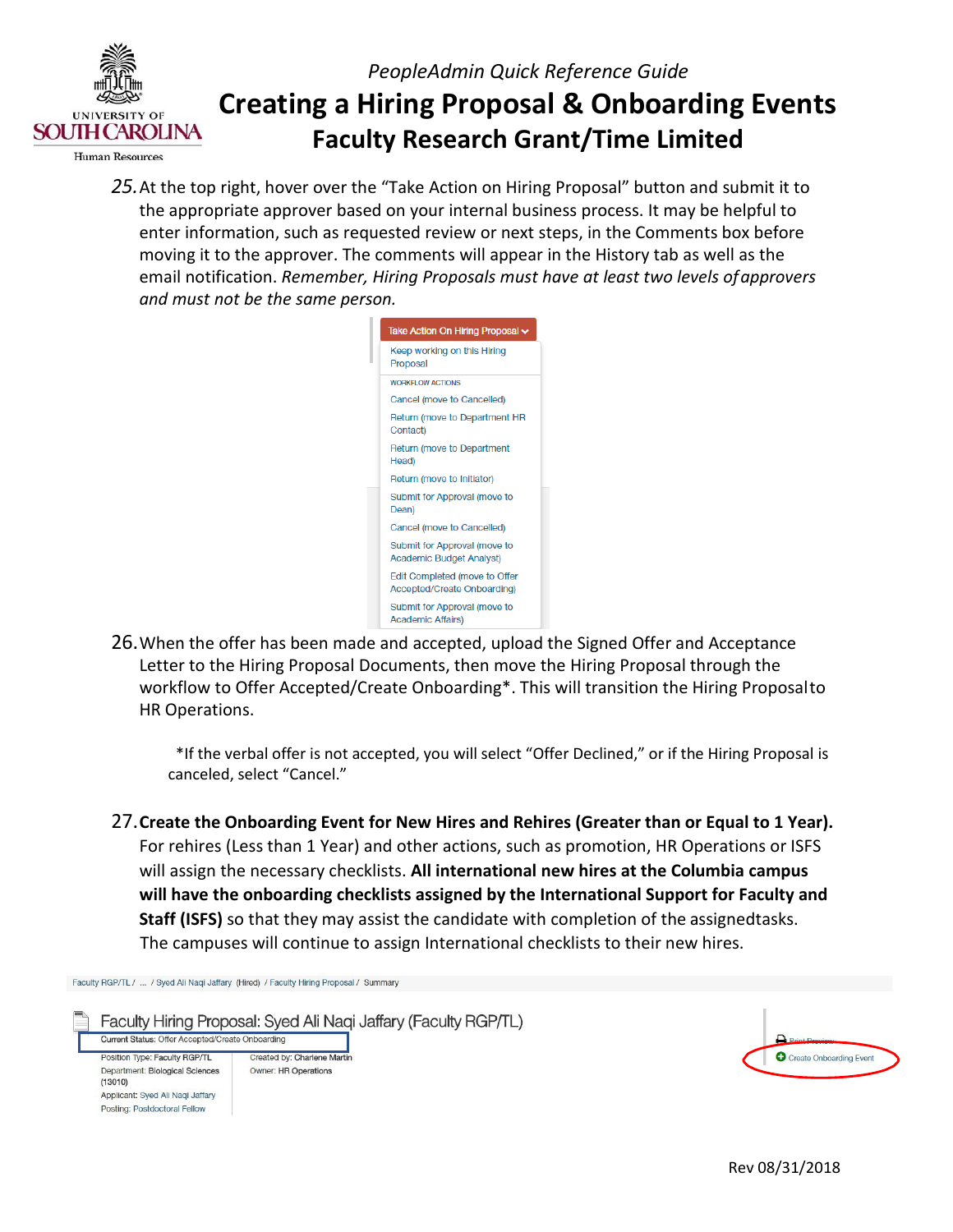25. At the top right, hover over the "Take Action on Hiring Proposal" button and submit it to the appropriate approver based on your internal business process. It may be helpful to enter information, such as requested review or next steps, in the Comments box before moving it to the approver. The comments will appear in the History tab as well as the email notification. *Remember, Hiring Proposals must have at least two levels of approvers and must not be the same person.*

26. When the offer has been made and accepted, upload the Signed Offer and Acceptance Letter to the Hiring Proposal Documents, then move the Hiring Proposal through the workflow to Offer Accepted/Create Onboarding*. This will transition the Hiring Proposal to HR Operations.

   *If the verbal offer is not accepted, you will select "Offer Declined," or if the Hiring Proposal is canceled, select "Cancel."

27. **Create the Onboarding Event for New Hires and Rehires (Greater than or Equal to 1 Year).** For rehires (Less than 1 Year) and other actions, such as promotion, HR Operations or ISFS will assign the necessary checklists. **All international new hires at the Columbia campus will have the onboarding checklists assigned by the International Support for Faculty and Staff (ISFS)** so that they may assist the candidate with completion of the assigned tasks. The campuses will continue to assign International checklists to their new hires.

Rev 08/31/2018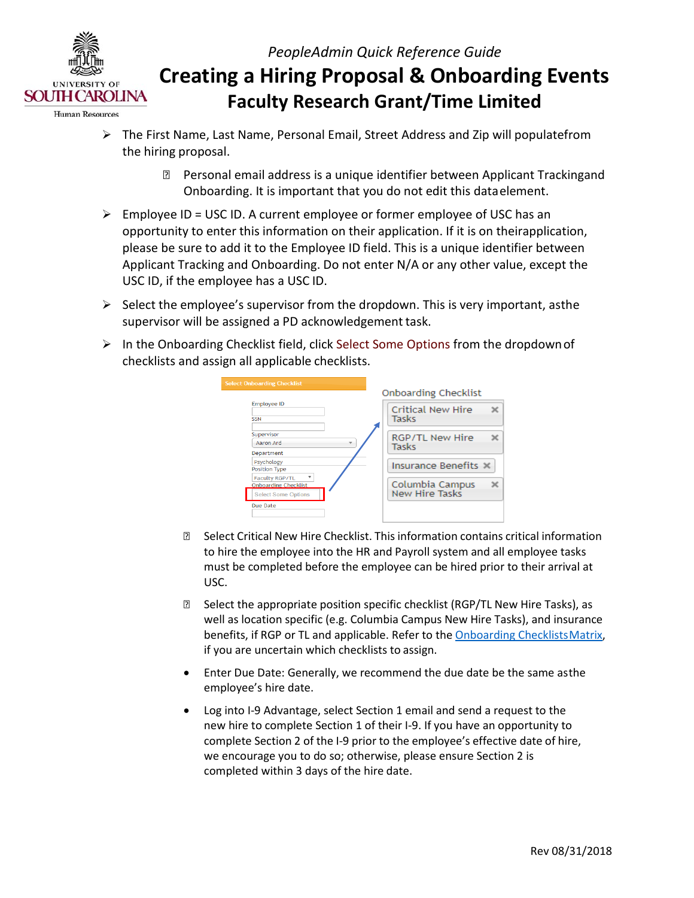PeopleAdmin Quick Reference Guide

# Creating a Hiring Proposal & Onboarding Events

## Faculty Research Grant/Time Limited

- The First Name, Last Name, Personal Email, Street Address and Zip will populatefrom the hiring proposal.
  - Personal email address is a unique identifier between Applicant Trackingand Onboarding. It is important that you do not edit this dataelement.
- Employee ID = USC ID. A current employee or former employee of USC has an opportunity to enter this information on their application. If it is on theirapplication, please be sure to add it to the Employee ID field. This is a unique identifier between Applicant Tracking and Onboarding. Do not enter N/A or any other value, except the USC ID, if the employee has a USC ID.
- Select the employee's supervisor from the dropdown. This is very important, asthe supervisor will be assigned a PD acknowledgement task.
- In the Onboarding Checklist field, click Select Some Options from the dropdown of checklists and assign all applicable checklists.

  - Select Critical New Hire Checklist. This information contains critical information to hire the employee into the HR and Payroll system and all employee tasks must be completed before the employee can be hired prior to their arrival at USC.
  - Select the appropriate position specific checklist (RGP/TL New Hire Tasks), as well as location specific (e.g. Columbia Campus New Hire Tasks), and insurance benefits, if RGP or TL and applicable. Refer to the [Onboarding ChecklistsMatrix](), if you are uncertain which checklists to assign.
  - Enter Due Date: Generally, we recommend the due date be the same asthe employee's hire date.
  - Log into I-9 Advantage, select Section 1 email and send a request to the new hire to complete Section 1 of their I-9. If you have an opportunity to complete Section 2 of the I-9 prior to the employee's effective date of hire, we encourage you to do so; otherwise, please ensure Section 2 is completed within 3 days of the hire date.

Rev 08/31/2018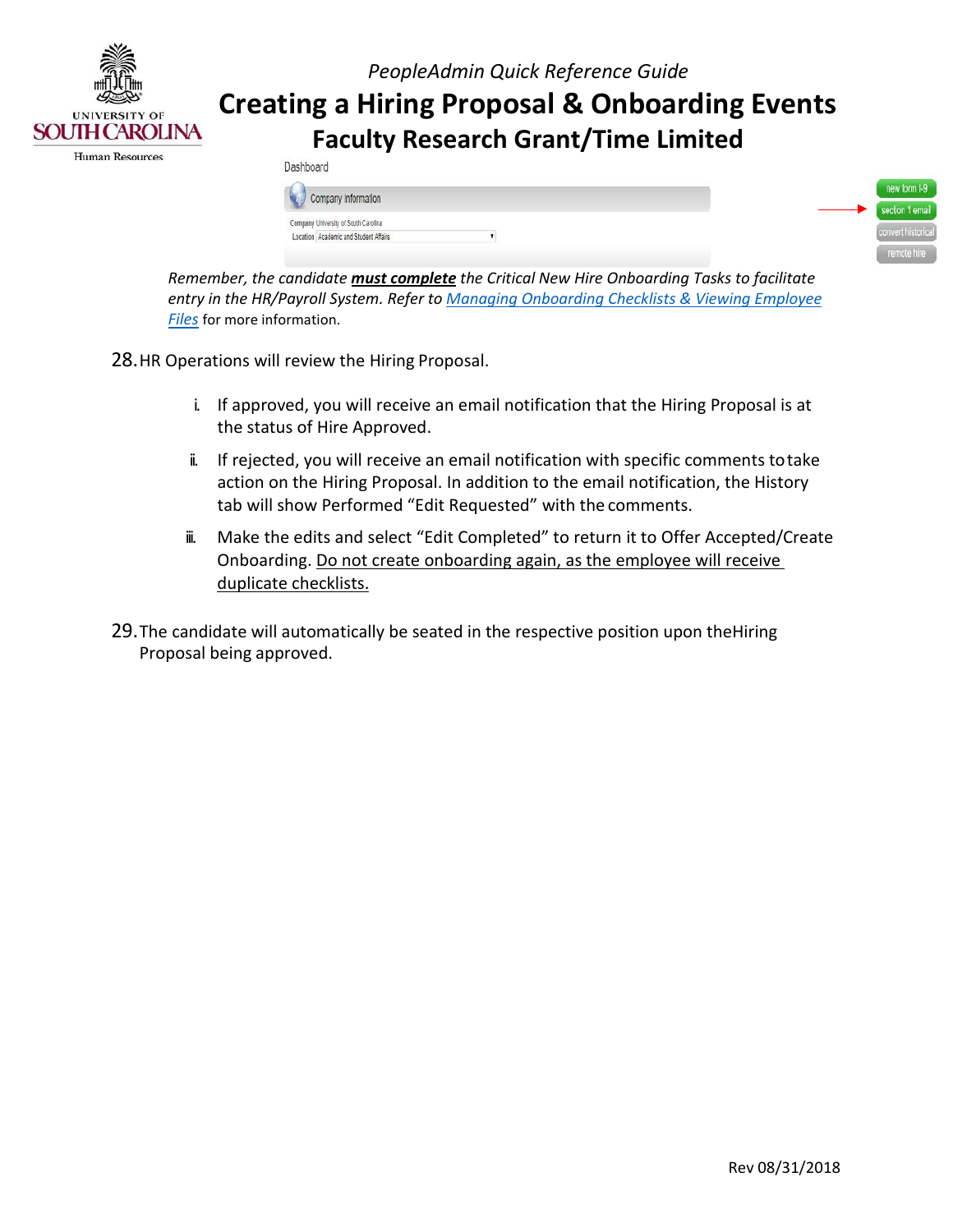Remember, the candidate ***must complete*** *the Critical New Hire Onboarding Tasks to facilitate entry in the HR/Payroll System. Refer to* [*Managing Onboarding Checklists & Viewing Employee Files*]() for more information.

28. HR Operations will review the Hiring Proposal.

    i. If approved, you will receive an email notification that the Hiring Proposal is at the status of Hire Approved.

    ii. If rejected, you will receive an email notification with specific comments to take action on the Hiring Proposal. In addition to the email notification, the History tab will show Performed "Edit Requested" with the comments.

    iii. Make the edits and select "Edit Completed" to return it to Offer Accepted/Create Onboarding. <u>Do not create onboarding again, as the employee will receive duplicate checklists.</u>

29. The candidate will automatically be seated in the respective position upon the Hiring Proposal being approved.